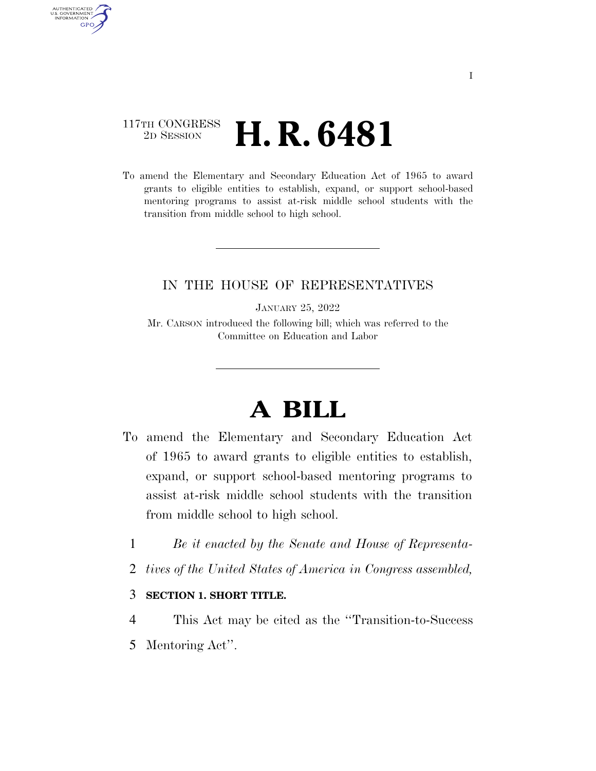117TH CONGRESS
2D SESSION

# H. R. 6481

To amend the Elementary and Secondary Education Act of 1965 to award grants to eligible entities to establish, expand, or support school-based mentoring programs to assist at-risk middle school students with the transition from middle school to high school.

IN THE HOUSE OF REPRESENTATIVES

JANUARY 25, 2022

Mr. CARSON introduced the following bill; which was referred to the Committee on Education and Labor

# A BILL

To amend the Elementary and Secondary Education Act of 1965 to award grants to eligible entities to establish, expand, or support school-based mentoring programs to assist at-risk middle school students with the transition from middle school to high school.

1 *Be it enacted by the Senate and House of Representa-*
2 *tives of the United States of America in Congress assembled,*

3 **SECTION 1. SHORT TITLE.**

4 This Act may be cited as the ''Transition-to-Success
5 Mentoring Act''.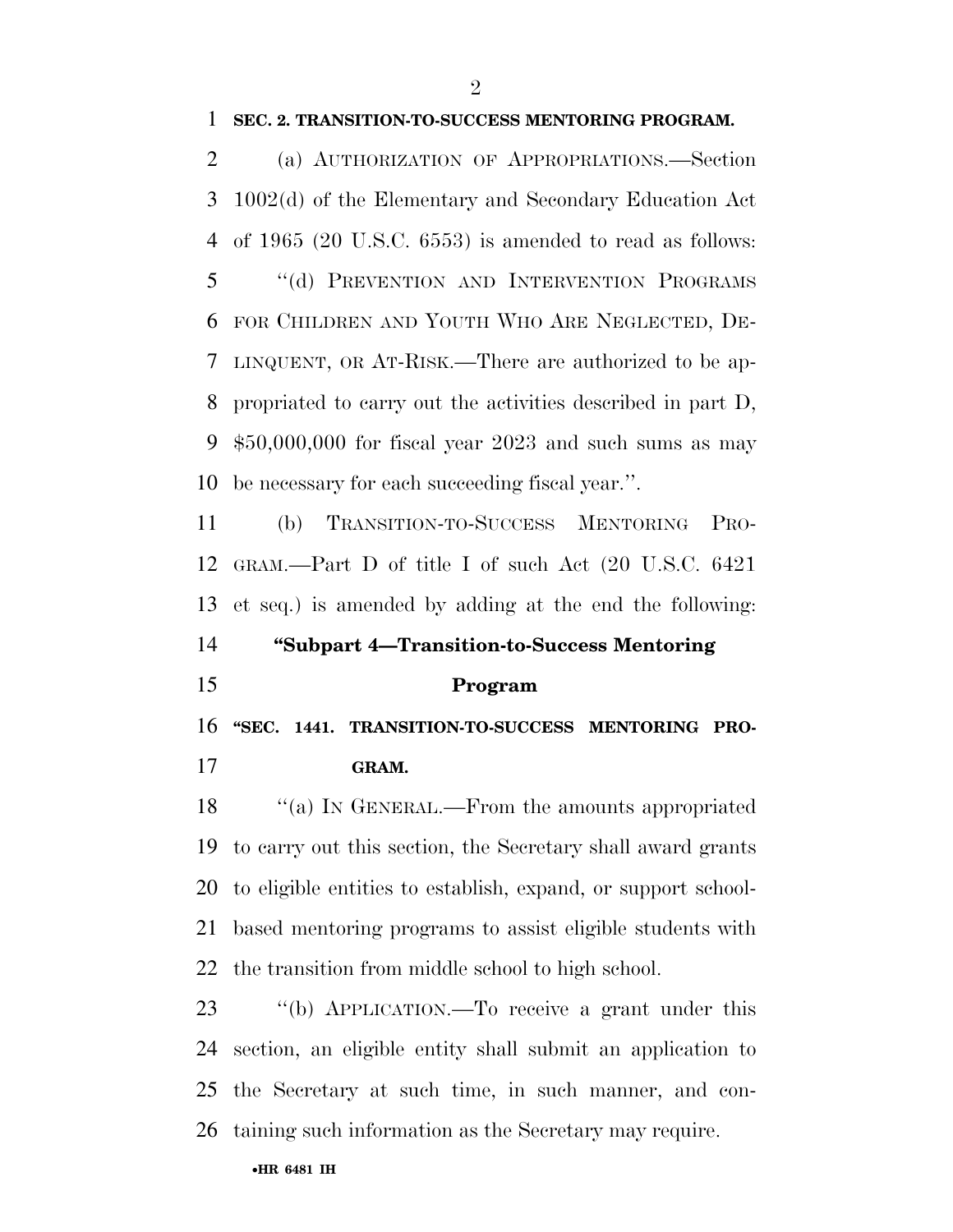**SEC. 2. TRANSITION-TO-SUCCESS MENTORING PROGRAM.**

(a) AUTHORIZATION OF APPROPRIATIONS.—Section 1002(d) of the Elementary and Secondary Education Act of 1965 (20 U.S.C. 6553) is amended to read as follows:

"(d) PREVENTION AND INTERVENTION PROGRAMS FOR CHILDREN AND YOUTH WHO ARE NEGLECTED, DELINQUENT, OR AT-RISK.—There are authorized to be appropriated to carry out the activities described in part D, $50,000,000 for fiscal year 2023 and such sums as may be necessary for each succeeding fiscal year.".

(b) TRANSITION-TO-SUCCESS MENTORING PROGRAM.—Part D of title I of such Act (20 U.S.C. 6421 et seq.) is amended by adding at the end the following:

**"Subpart 4—Transition-to-Success Mentoring Program**

**"SEC. 1441. TRANSITION-TO-SUCCESS MENTORING PROGRAM.**

"(a) IN GENERAL.—From the amounts appropriated to carry out this section, the Secretary shall award grants to eligible entities to establish, expand, or support school-based mentoring programs to assist eligible students with the transition from middle school to high school.

"(b) APPLICATION.—To receive a grant under this section, an eligible entity shall submit an application to the Secretary at such time, in such manner, and containing such information as the Secretary may require.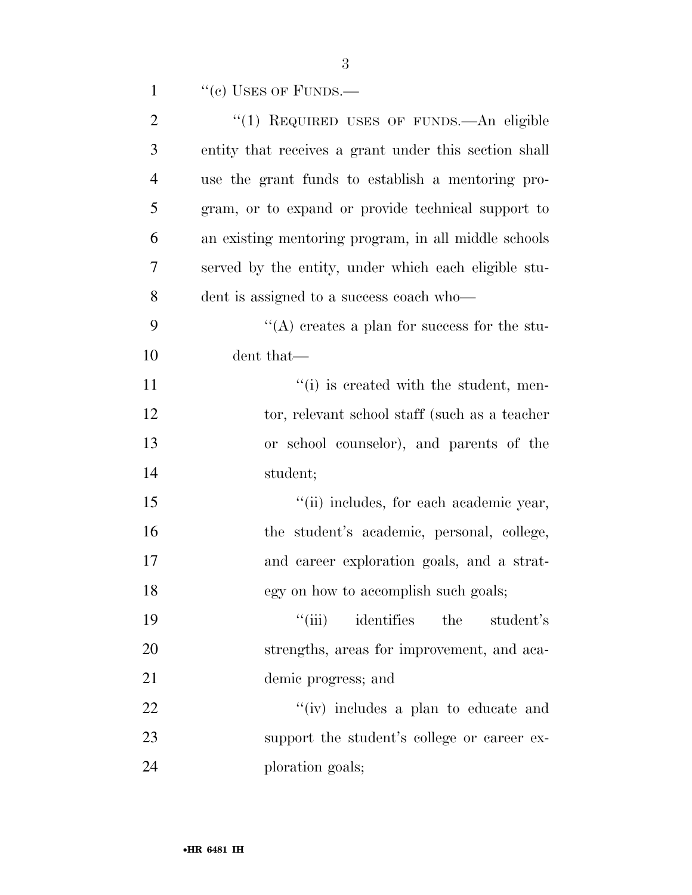"(c) USES OF FUNDS.—

"(1) REQUIRED USES OF FUNDS.—An eligible entity that receives a grant under this section shall use the grant funds to establish a mentoring program, or to expand or provide technical support to an existing mentoring program, in all middle schools served by the entity, under which each eligible student is assigned to a success coach who—

"(A) creates a plan for success for the student that—

"(i) is created with the student, mentor, relevant school staff (such as a teacher or school counselor), and parents of the student;

"(ii) includes, for each academic year, the student's academic, personal, college, and career exploration goals, and a strategy on how to accomplish such goals;

"(iii) identifies the student's strengths, areas for improvement, and academic progress; and

"(iv) includes a plan to educate and support the student's college or career exploration goals;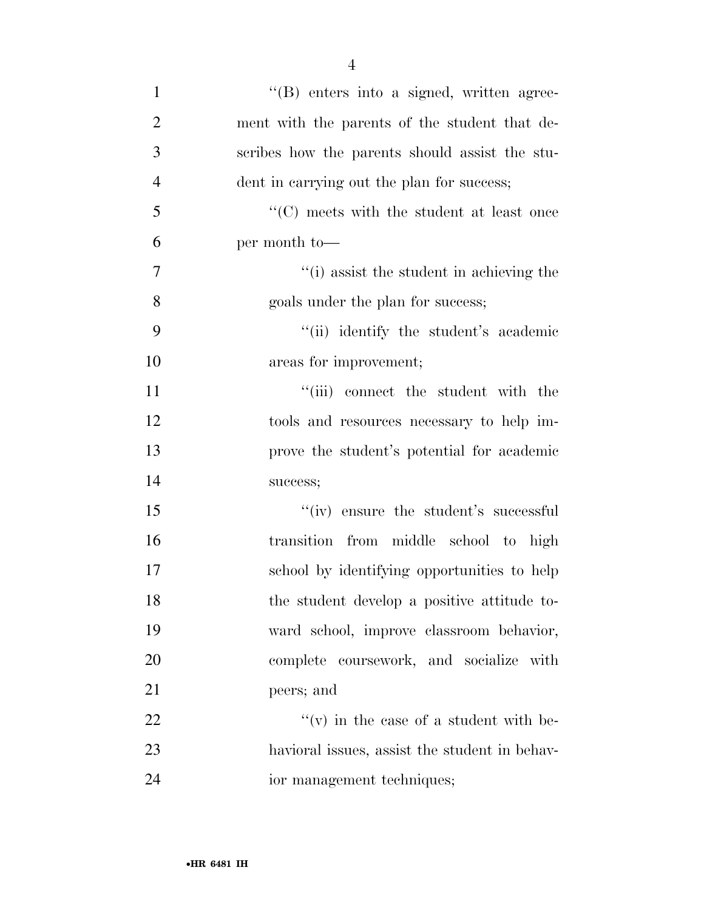''(B) enters into a signed, written agreement with the parents of the student that describes how the parents should assist the student in carrying out the plan for success;

''(C) meets with the student at least once per month to—

''(i) assist the student in achieving the goals under the plan for success;

''(ii) identify the student's academic areas for improvement;

''(iii) connect the student with the tools and resources necessary to help improve the student's potential for academic success;

''(iv) ensure the student's successful transition from middle school to high school by identifying opportunities to help the student develop a positive attitude toward school, improve classroom behavior, complete coursework, and socialize with peers; and

''(v) in the case of a student with behavioral issues, assist the student in behavior management techniques;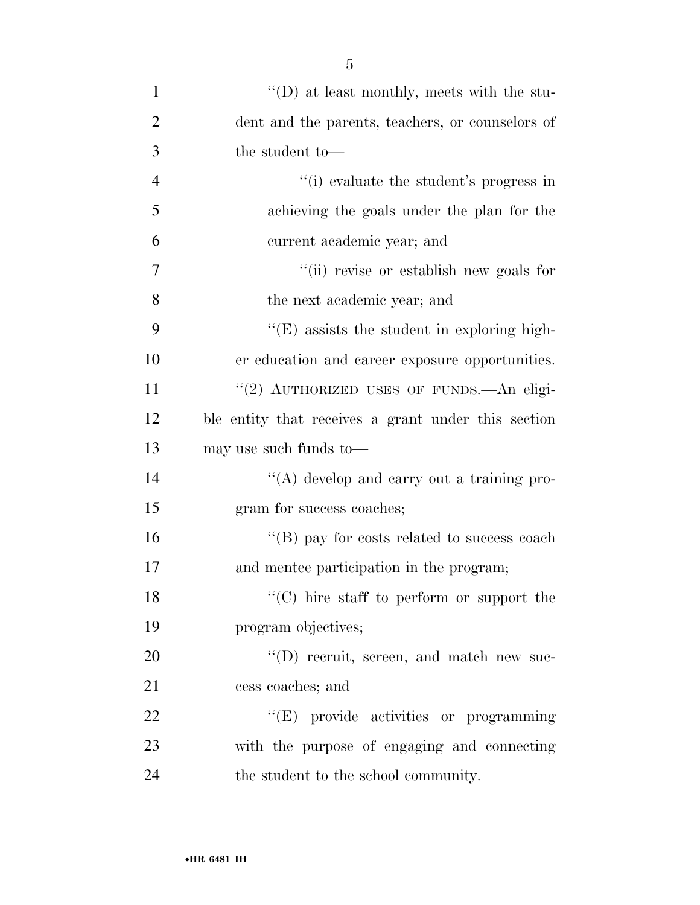"(D) at least monthly, meets with the student and the parents, teachers, or counselors of the student to—

"(i) evaluate the student's progress in achieving the goals under the plan for the current academic year; and

"(ii) revise or establish new goals for the next academic year; and

"(E) assists the student in exploring higher education and career exposure opportunities.

"(2) AUTHORIZED USES OF FUNDS.—An eligible entity that receives a grant under this section may use such funds to—

"(A) develop and carry out a training program for success coaches;

"(B) pay for costs related to success coach and mentee participation in the program;

"(C) hire staff to perform or support the program objectives;

"(D) recruit, screen, and match new success coaches; and

"(E) provide activities or programming with the purpose of engaging and connecting the student to the school community.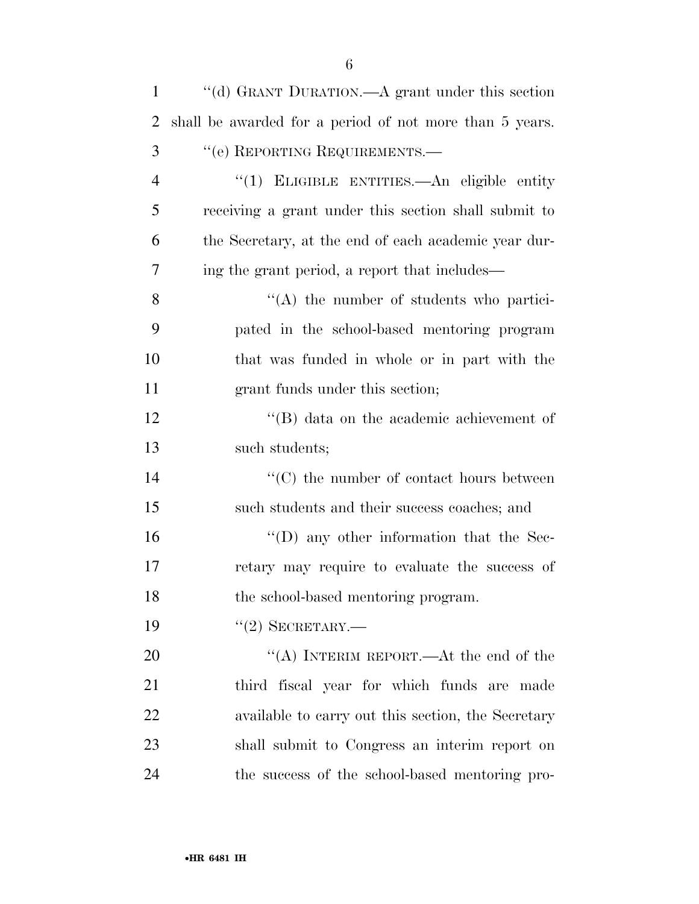"(d) GRANT DURATION.—A grant under this section shall be awarded for a period of not more than 5 years.

"(e) REPORTING REQUIREMENTS.—

"(1) ELIGIBLE ENTITIES.—An eligible entity receiving a grant under this section shall submit to the Secretary, at the end of each academic year during the grant period, a report that includes—

"(A) the number of students who participated in the school-based mentoring program that was funded in whole or in part with the grant funds under this section;

"(B) data on the academic achievement of such students;

"(C) the number of contact hours between such students and their success coaches; and

"(D) any other information that the Secretary may require to evaluate the success of the school-based mentoring program.

"(2) SECRETARY.—

"(A) INTERIM REPORT.—At the end of the third fiscal year for which funds are made available to carry out this section, the Secretary shall submit to Congress an interim report on the success of the school-based mentoring pro-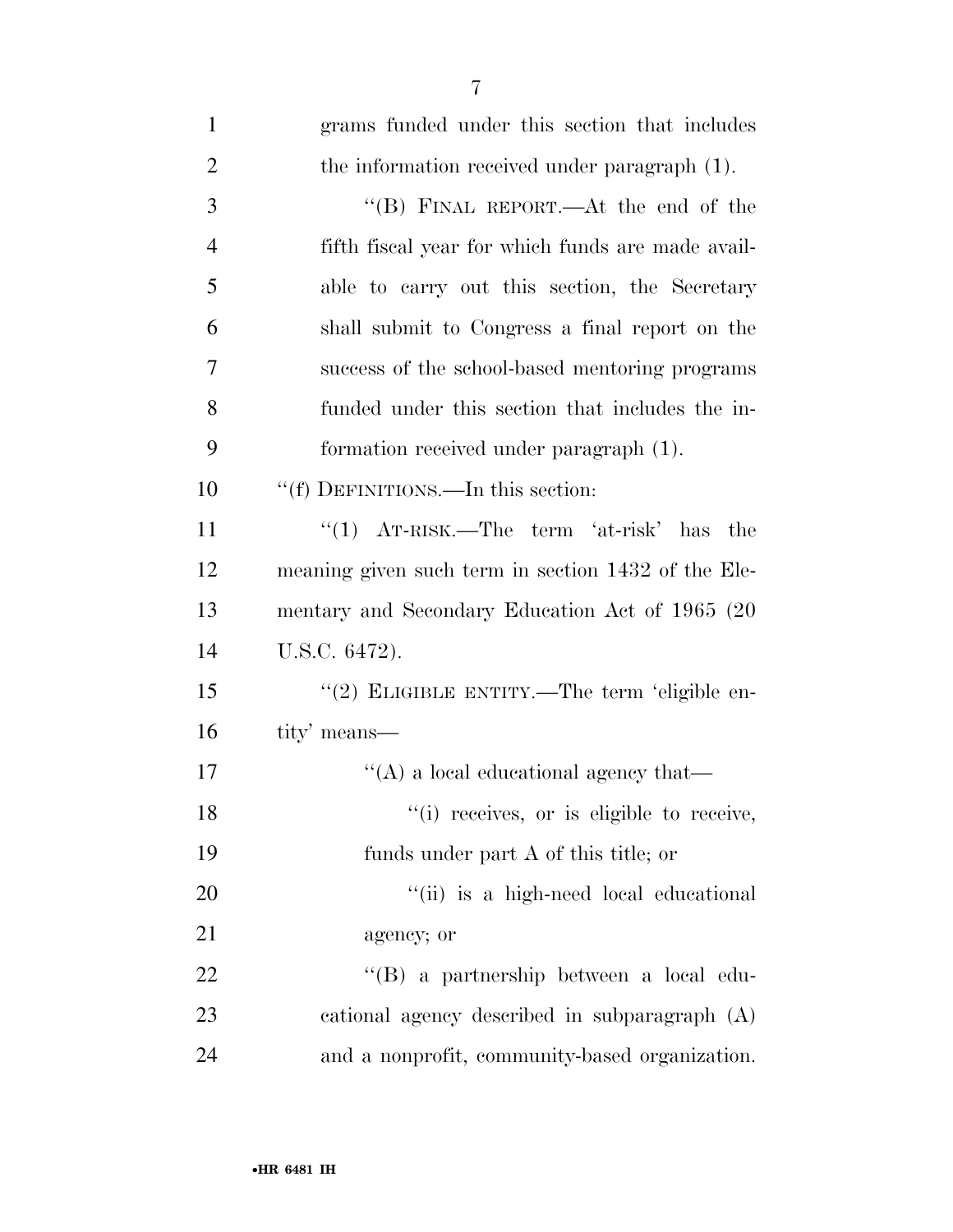grams funded under this section that includes the information received under paragraph (1).

"(B) FINAL REPORT.—At the end of the fifth fiscal year for which funds are made available to carry out this section, the Secretary shall submit to Congress a final report on the success of the school-based mentoring programs funded under this section that includes the information received under paragraph (1).

"(f) DEFINITIONS.—In this section:

"(1) AT-RISK.—The term 'at-risk' has the meaning given such term in section 1432 of the Elementary and Secondary Education Act of 1965 (20 U.S.C. 6472).

"(2) ELIGIBLE ENTITY.—The term 'eligible entity' means—

"(A) a local educational agency that—

"(i) receives, or is eligible to receive, funds under part A of this title; or

"(ii) is a high-need local educational agency; or

"(B) a partnership between a local educational agency described in subparagraph (A) and a nonprofit, community-based organization.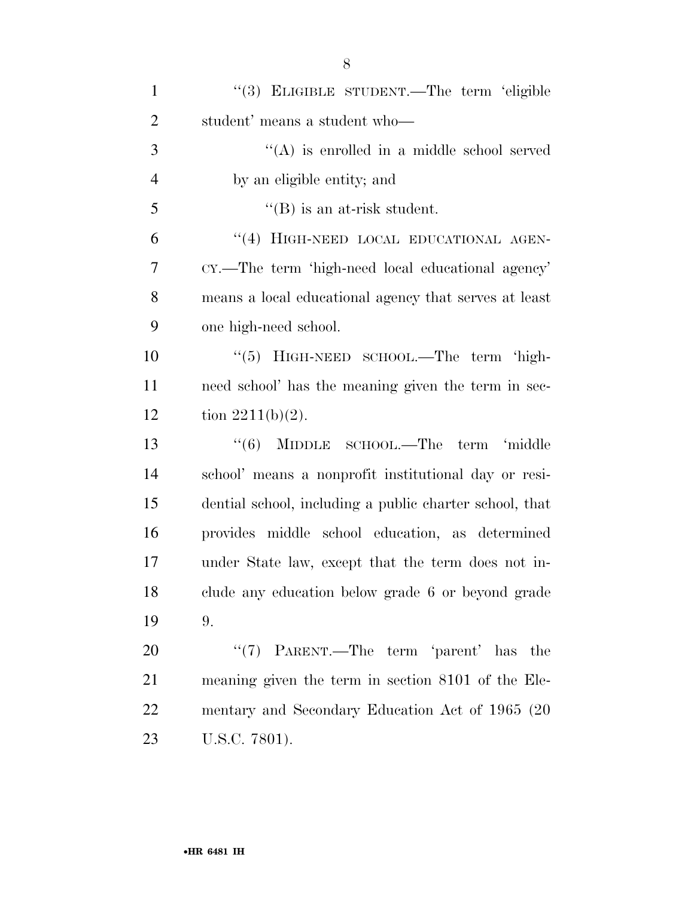“(3) ELIGIBLE STUDENT.—The term ‘eligible student’ means a student who—

“(A) is enrolled in a middle school served by an eligible entity; and

“(B) is an at-risk student.

“(4) HIGH-NEED LOCAL EDUCATIONAL AGENCY.—The term ‘high-need local educational agency’ means a local educational agency that serves at least one high-need school.

“(5) HIGH-NEED SCHOOL.—The term ‘high-need school’ has the meaning given the term in section 2211(b)(2).

“(6) MIDDLE SCHOOL.—The term ‘middle school’ means a nonprofit institutional day or residential school, including a public charter school, that provides middle school education, as determined under State law, except that the term does not include any education below grade 6 or beyond grade 9.

“(7) PARENT.—The term ‘parent’ has the meaning given the term in section 8101 of the Elementary and Secondary Education Act of 1965 (20 U.S.C. 7801).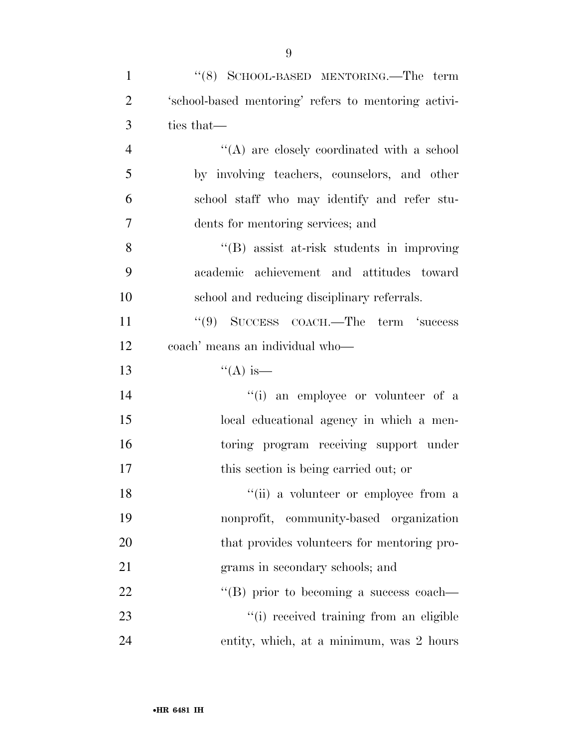"(8) SCHOOL-BASED MENTORING.—The term 'school-based mentoring' refers to mentoring activities that—

"(A) are closely coordinated with a school by involving teachers, counselors, and other school staff who may identify and refer students for mentoring services; and

"(B) assist at-risk students in improving academic achievement and attitudes toward school and reducing disciplinary referrals.

"(9) SUCCESS COACH.—The term 'success coach' means an individual who—

"(A) is—

"(i) an employee or volunteer of a local educational agency in which a mentoring program receiving support under this section is being carried out; or

"(ii) a volunteer or employee from a nonprofit, community-based organization that provides volunteers for mentoring programs in secondary schools; and

"(B) prior to becoming a success coach—

"(i) received training from an eligible entity, which, at a minimum, was 2 hours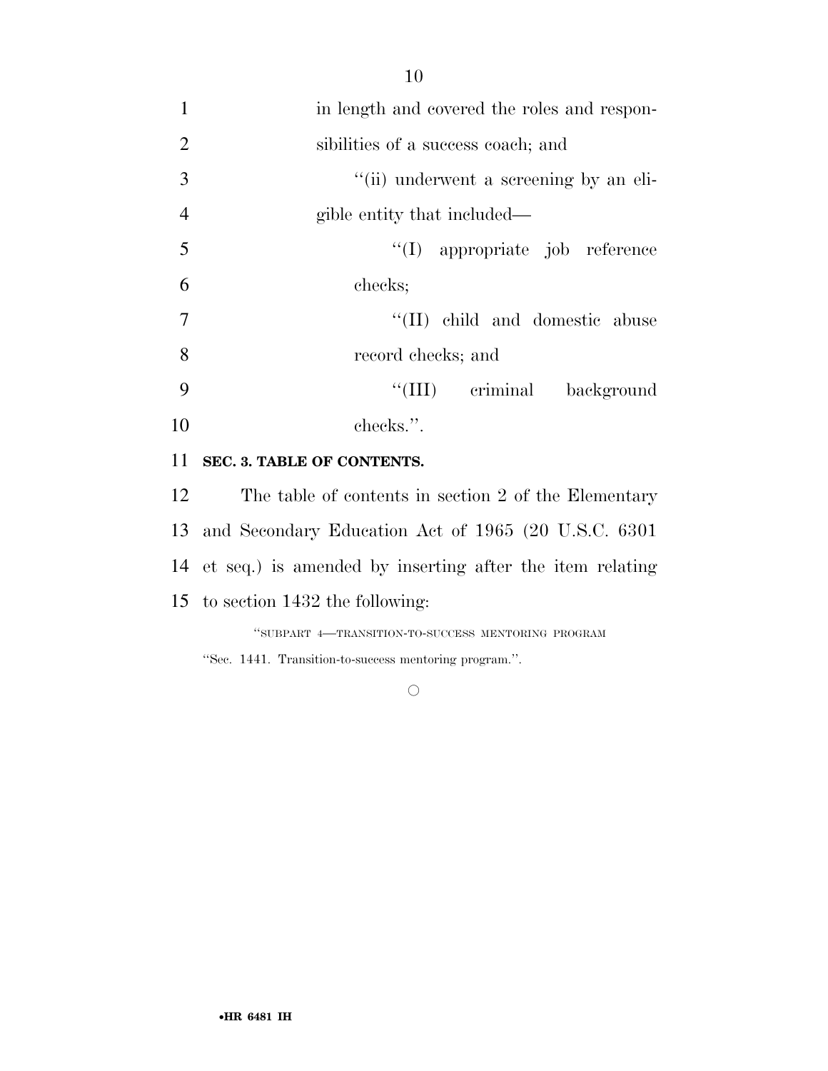in length and covered the roles and responsibilities of a success coach; and

''(ii) underwent a screening by an eligible entity that included—

''(I) appropriate job reference checks;

''(II) child and domestic abuse record checks; and

''(III) criminal background checks.''.

**SEC. 3. TABLE OF CONTENTS.**

The table of contents in section 2 of the Elementary and Secondary Education Act of 1965 (20 U.S.C. 6301 et seq.) is amended by inserting after the item relating to section 1432 the following:

''SUBPART 4—TRANSITION-TO-SUCCESS MENTORING PROGRAM

''Sec. 1441. Transition-to-success mentoring program.''.